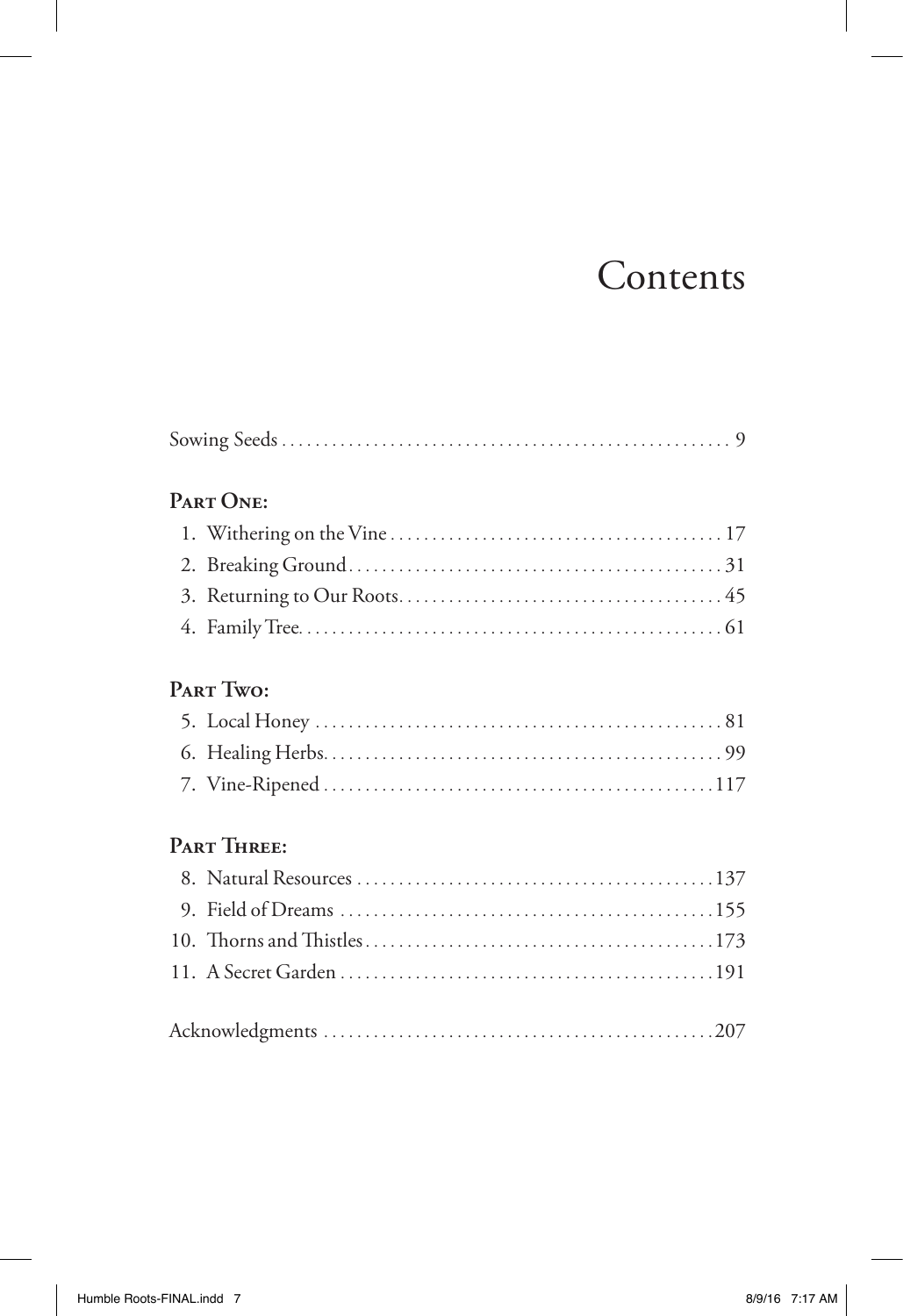# Contents

Sowing Seeds . . . . . . . . . . . . . . . . . . . . . . . . . . . . . . . . . . . . . . . . . . . . . . . . . . . . 9

**Part One:**

1. Withering on the Vine . . . . . . . . . . . . . . . . . . . . . . . . . . . . . . . . . . . . . . . 17
2. Breaking Ground . . . . . . . . . . . . . . . . . . . . . . . . . . . . . . . . . . . . . . . . . . . 31
3. Returning to Our Roots . . . . . . . . . . . . . . . . . . . . . . . . . . . . . . . . . . . . . . 45
4. Family Tree . . . . . . . . . . . . . . . . . . . . . . . . . . . . . . . . . . . . . . . . . . . . . . . 61

**Part Two:**

5. Local Honey . . . . . . . . . . . . . . . . . . . . . . . . . . . . . . . . . . . . . . . . . . . . . . 81
6. Healing Herbs . . . . . . . . . . . . . . . . . . . . . . . . . . . . . . . . . . . . . . . . . . . . . 99
7. Vine-Ripened . . . . . . . . . . . . . . . . . . . . . . . . . . . . . . . . . . . . . . . . . . . . . 117

**Part Three:**

8. Natural Resources . . . . . . . . . . . . . . . . . . . . . . . . . . . . . . . . . . . . . . . . . 137
9. Field of Dreams . . . . . . . . . . . . . . . . . . . . . . . . . . . . . . . . . . . . . . . . . . . 155
10. Thorns and Thistles . . . . . . . . . . . . . . . . . . . . . . . . . . . . . . . . . . . . . . . 173
11. A Secret Garden . . . . . . . . . . . . . . . . . . . . . . . . . . . . . . . . . . . . . . . . . . 191

Acknowledgments . . . . . . . . . . . . . . . . . . . . . . . . . . . . . . . . . . . . . . . . . . . . . 207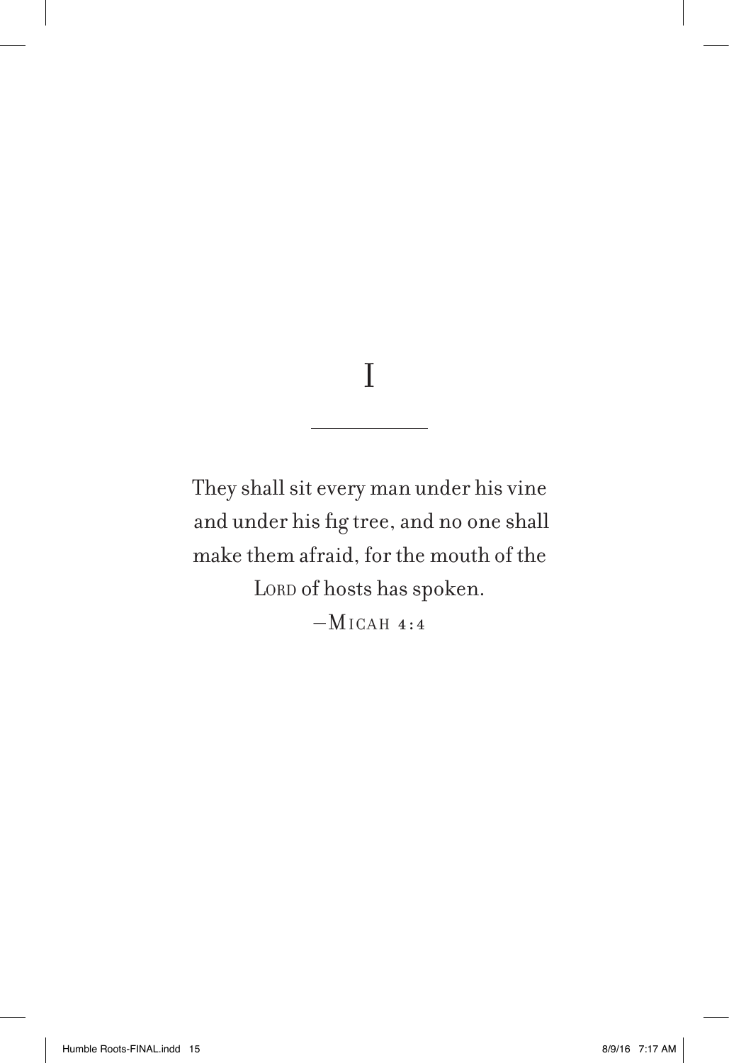# I

---

They shall sit every man under his vine
and under his fig tree, and no one shall
make them afraid, for the mouth of the
LORD of hosts has spoken.

—MICAH 4:4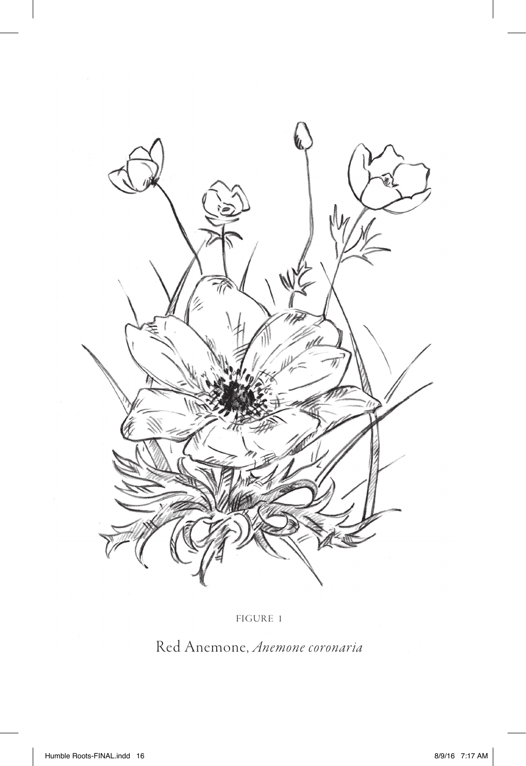FIGURE 1

Red Anemone, *Anemone coronaria*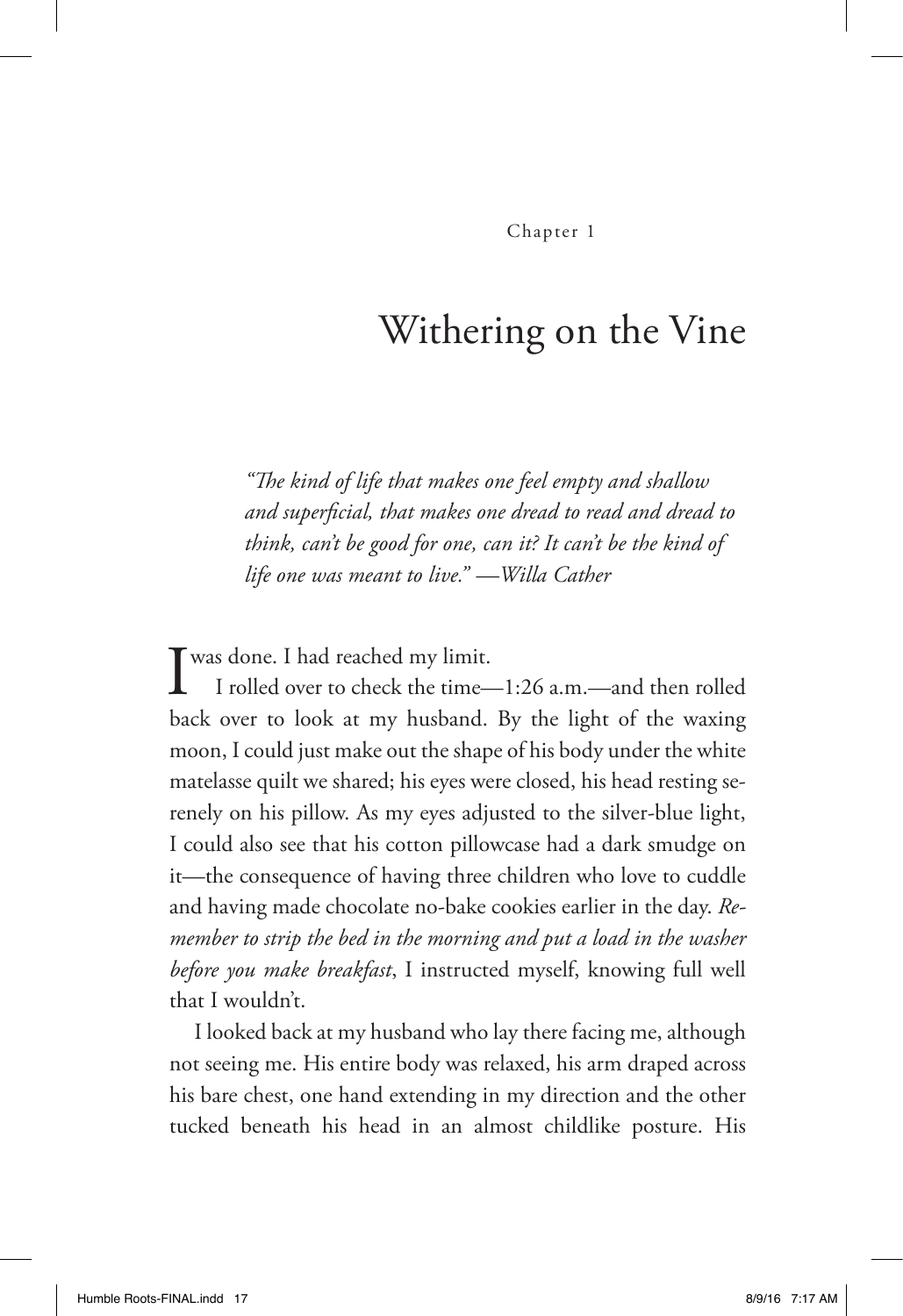Chapter 1

# Withering on the Vine

*"The kind of life that makes one feel empty and shallow and superficial, that makes one dread to read and dread to think, can't be good for one, can it? It can't be the kind of life one was meant to live." —Willa Cather*

I was done. I had reached my limit.

I rolled over to check the time—1:26 a.m.—and then rolled back over to look at my husband. By the light of the waxing moon, I could just make out the shape of his body under the white matelasse quilt we shared; his eyes were closed, his head resting serenely on his pillow. As my eyes adjusted to the silver-blue light, I could also see that his cotton pillowcase had a dark smudge on it—the consequence of having three children who love to cuddle and having made chocolate no-bake cookies earlier in the day. *Remember to strip the bed in the morning and put a load in the washer before you make breakfast*, I instructed myself, knowing full well that I wouldn't.

I looked back at my husband who lay there facing me, although not seeing me. His entire body was relaxed, his arm draped across his bare chest, one hand extending in my direction and the other tucked beneath his head in an almost childlike posture. His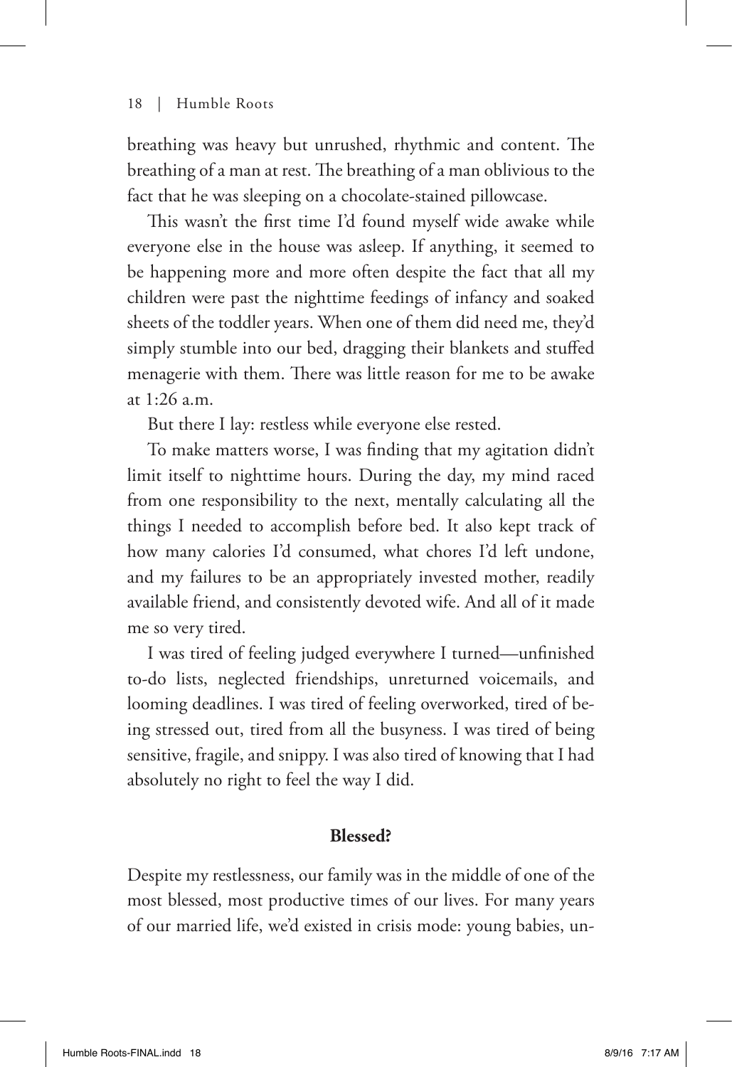breathing was heavy but unrushed, rhythmic and content. The breathing of a man at rest. The breathing of a man oblivious to the fact that he was sleeping on a chocolate-stained pillowcase.

This wasn't the first time I'd found myself wide awake while everyone else in the house was asleep. If anything, it seemed to be happening more and more often despite the fact that all my children were past the nighttime feedings of infancy and soaked sheets of the toddler years. When one of them did need me, they'd simply stumble into our bed, dragging their blankets and stuffed menagerie with them. There was little reason for me to be awake at 1:26 a.m.

But there I lay: restless while everyone else rested.

To make matters worse, I was finding that my agitation didn't limit itself to nighttime hours. During the day, my mind raced from one responsibility to the next, mentally calculating all the things I needed to accomplish before bed. It also kept track of how many calories I'd consumed, what chores I'd left undone, and my failures to be an appropriately invested mother, readily available friend, and consistently devoted wife. And all of it made me so very tired.

I was tired of feeling judged everywhere I turned—unfinished to-do lists, neglected friendships, unreturned voicemails, and looming deadlines. I was tired of feeling overworked, tired of being stressed out, tired from all the busyness. I was tired of being sensitive, fragile, and snippy. I was also tired of knowing that I had absolutely no right to feel the way I did.

## Blessed?

Despite my restlessness, our family was in the middle of one of the most blessed, most productive times of our lives. For many years of our married life, we'd existed in crisis mode: young babies, un-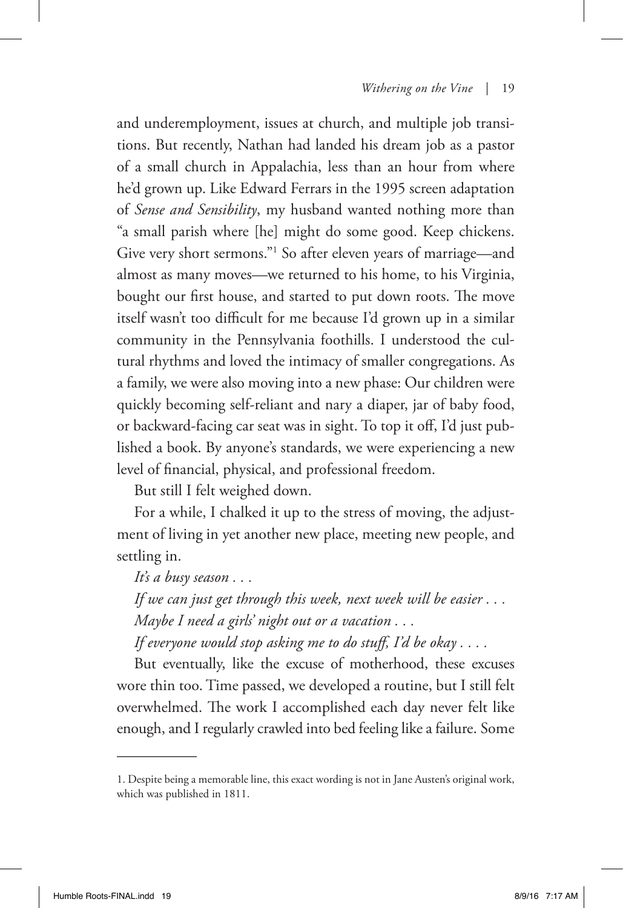and underemployment, issues at church, and multiple job transitions. But recently, Nathan had landed his dream job as a pastor of a small church in Appalachia, less than an hour from where he'd grown up. Like Edward Ferrars in the 1995 screen adaptation of *Sense and Sensibility*, my husband wanted nothing more than "a small parish where [he] might do some good. Keep chickens. Give very short sermons."[1] So after eleven years of marriage—and almost as many moves—we returned to his home, to his Virginia, bought our first house, and started to put down roots. The move itself wasn't too difficult for me because I'd grown up in a similar community in the Pennsylvania foothills. I understood the cultural rhythms and loved the intimacy of smaller congregations. As a family, we were also moving into a new phase: Our children were quickly becoming self-reliant and nary a diaper, jar of baby food, or backward-facing car seat was in sight. To top it off, I'd just published a book. By anyone's standards, we were experiencing a new level of financial, physical, and professional freedom.

But still I felt weighed down.

For a while, I chalked it up to the stress of moving, the adjustment of living in yet another new place, meeting new people, and settling in.

*It's a busy season . . .*

*If we can just get through this week, next week will be easier . . .*

*Maybe I need a girls' night out or a vacation . . .*

*If everyone would stop asking me to do stuff, I'd be okay . . . .*

But eventually, like the excuse of motherhood, these excuses wore thin too. Time passed, we developed a routine, but I still felt overwhelmed. The work I accomplished each day never felt like enough, and I regularly crawled into bed feeling like a failure. Some

---

1. Despite being a memorable line, this exact wording is not in Jane Austen's original work, which was published in 1811.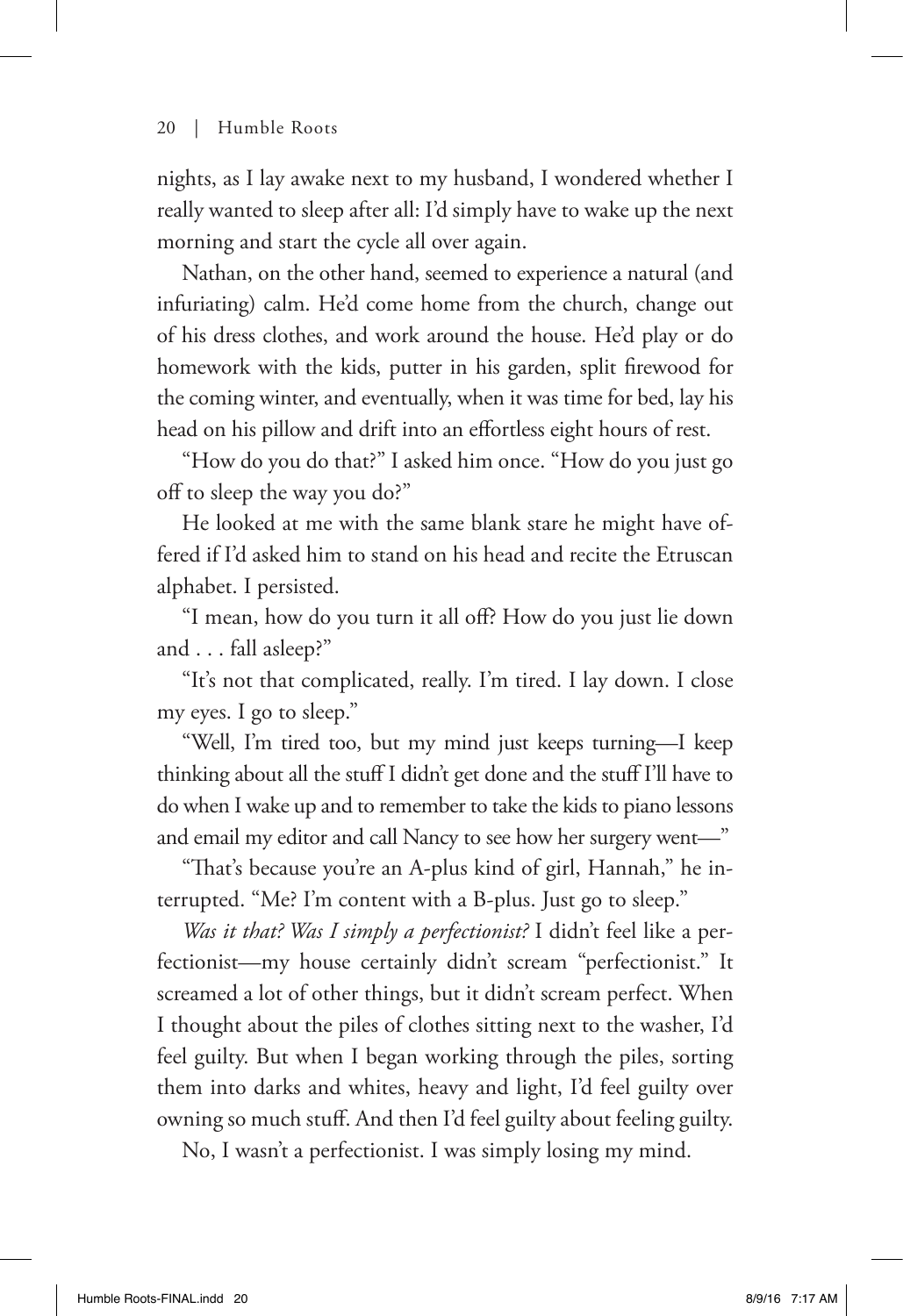nights, as I lay awake next to my husband, I wondered whether I really wanted to sleep after all: I'd simply have to wake up the next morning and start the cycle all over again.

Nathan, on the other hand, seemed to experience a natural (and infuriating) calm. He'd come home from the church, change out of his dress clothes, and work around the house. He'd play or do homework with the kids, putter in his garden, split firewood for the coming winter, and eventually, when it was time for bed, lay his head on his pillow and drift into an effortless eight hours of rest.

"How do you do that?" I asked him once. "How do you just go off to sleep the way you do?"

He looked at me with the same blank stare he might have offered if I'd asked him to stand on his head and recite the Etruscan alphabet. I persisted.

"I mean, how do you turn it all off? How do you just lie down and . . . fall asleep?"

"It's not that complicated, really. I'm tired. I lay down. I close my eyes. I go to sleep."

"Well, I'm tired too, but my mind just keeps turning—I keep thinking about all the stuff I didn't get done and the stuff I'll have to do when I wake up and to remember to take the kids to piano lessons and email my editor and call Nancy to see how her surgery went—"

"That's because you're an A-plus kind of girl, Hannah," he interrupted. "Me? I'm content with a B-plus. Just go to sleep."

*Was it that? Was I simply a perfectionist?* I didn't feel like a perfectionist—my house certainly didn't scream "perfectionist." It screamed a lot of other things, but it didn't scream perfect. When I thought about the piles of clothes sitting next to the washer, I'd feel guilty. But when I began working through the piles, sorting them into darks and whites, heavy and light, I'd feel guilty over owning so much stuff. And then I'd feel guilty about feeling guilty.

No, I wasn't a perfectionist. I was simply losing my mind.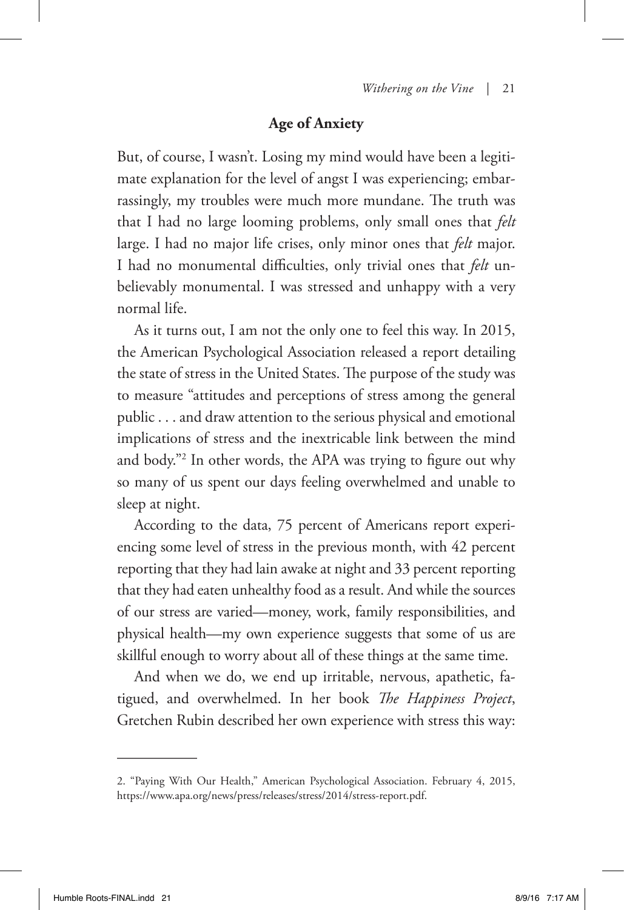## Age of Anxiety

But, of course, I wasn't. Losing my mind would have been a legitimate explanation for the level of angst I was experiencing; embarrassingly, my troubles were much more mundane. The truth was that I had no large looming problems, only small ones that *felt* large. I had no major life crises, only minor ones that *felt* major. I had no monumental difficulties, only trivial ones that *felt* unbelievably monumental. I was stressed and unhappy with a very normal life.

As it turns out, I am not the only one to feel this way. In 2015, the American Psychological Association released a report detailing the state of stress in the United States. The purpose of the study was to measure "attitudes and perceptions of stress among the general public . . . and draw attention to the serious physical and emotional implications of stress and the inextricable link between the mind and body."[2] In other words, the APA was trying to figure out why so many of us spent our days feeling overwhelmed and unable to sleep at night.

According to the data, 75 percent of Americans report experiencing some level of stress in the previous month, with 42 percent reporting that they had lain awake at night and 33 percent reporting that they had eaten unhealthy food as a result. And while the sources of our stress are varied—money, work, family responsibilities, and physical health—my own experience suggests that some of us are skillful enough to worry about all of these things at the same time.

And when we do, we end up irritable, nervous, apathetic, fatigued, and overwhelmed. In her book *The Happiness Project*, Gretchen Rubin described her own experience with stress this way:

---

2. "Paying With Our Health," American Psychological Association. February 4, 2015, https://www.apa.org/news/press/releases/stress/2014/stress-report.pdf.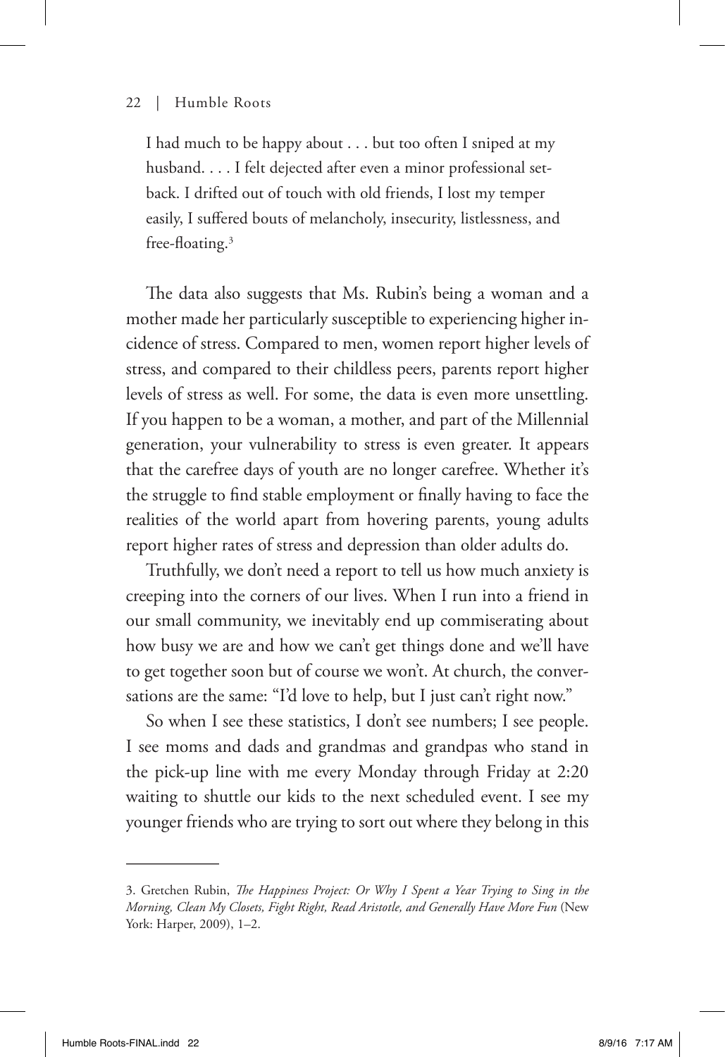> I had much to be happy about . . . but too often I sniped at my husband. . . . I felt dejected after even a minor professional setback. I drifted out of touch with old friends, I lost my temper easily, I suffered bouts of melancholy, insecurity, listlessness, and free-floating.[3]

The data also suggests that Ms. Rubin's being a woman and a mother made her particularly susceptible to experiencing higher incidence of stress. Compared to men, women report higher levels of stress, and compared to their childless peers, parents report higher levels of stress as well. For some, the data is even more unsettling. If you happen to be a woman, a mother, and part of the Millennial generation, your vulnerability to stress is even greater. It appears that the carefree days of youth are no longer carefree. Whether it's the struggle to find stable employment or finally having to face the realities of the world apart from hovering parents, young adults report higher rates of stress and depression than older adults do.

Truthfully, we don't need a report to tell us how much anxiety is creeping into the corners of our lives. When I run into a friend in our small community, we inevitably end up commiserating about how busy we are and how we can't get things done and we'll have to get together soon but of course we won't. At church, the conversations are the same: "I'd love to help, but I just can't right now."

So when I see these statistics, I don't see numbers; I see people. I see moms and dads and grandmas and grandpas who stand in the pick-up line with me every Monday through Friday at 2:20 waiting to shuttle our kids to the next scheduled event. I see my younger friends who are trying to sort out where they belong in this

---

3. Gretchen Rubin, *The Happiness Project: Or Why I Spent a Year Trying to Sing in the Morning, Clean My Closets, Fight Right, Read Aristotle, and Generally Have More Fun* (New York: Harper, 2009), 1–2.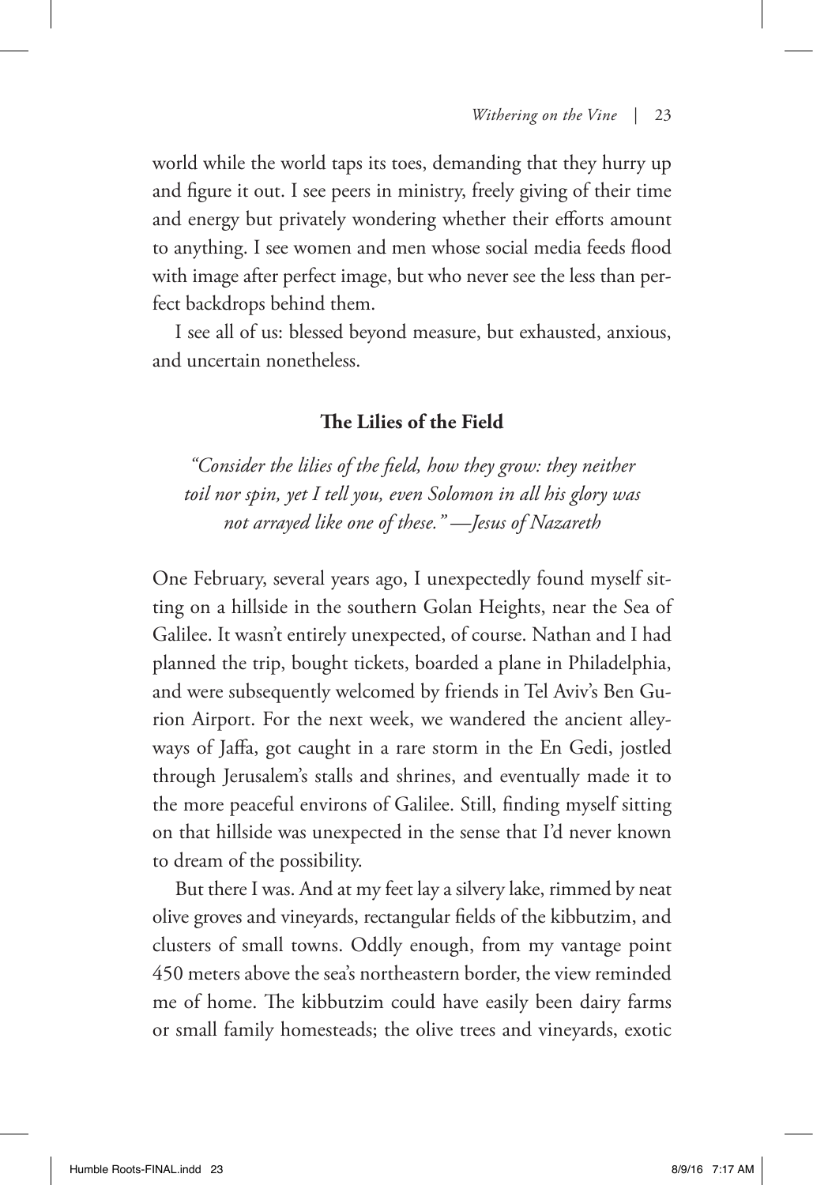world while the world taps its toes, demanding that they hurry up and figure it out. I see peers in ministry, freely giving of their time and energy but privately wondering whether their efforts amount to anything. I see women and men whose social media feeds flood with image after perfect image, but who never see the less than perfect backdrops behind them.

I see all of us: blessed beyond measure, but exhausted, anxious, and uncertain nonetheless.

## The Lilies of the Field

*"Consider the lilies of the field, how they grow: they neither toil nor spin, yet I tell you, even Solomon in all his glory was not arrayed like one of these." —Jesus of Nazareth*

One February, several years ago, I unexpectedly found myself sitting on a hillside in the southern Golan Heights, near the Sea of Galilee. It wasn't entirely unexpected, of course. Nathan and I had planned the trip, bought tickets, boarded a plane in Philadelphia, and were subsequently welcomed by friends in Tel Aviv's Ben Gurion Airport. For the next week, we wandered the ancient alleyways of Jaffa, got caught in a rare storm in the En Gedi, jostled through Jerusalem's stalls and shrines, and eventually made it to the more peaceful environs of Galilee. Still, finding myself sitting on that hillside was unexpected in the sense that I'd never known to dream of the possibility.

But there I was. And at my feet lay a silvery lake, rimmed by neat olive groves and vineyards, rectangular fields of the kibbutzim, and clusters of small towns. Oddly enough, from my vantage point 450 meters above the sea's northeastern border, the view reminded me of home. The kibbutzim could have easily been dairy farms or small family homesteads; the olive trees and vineyards, exotic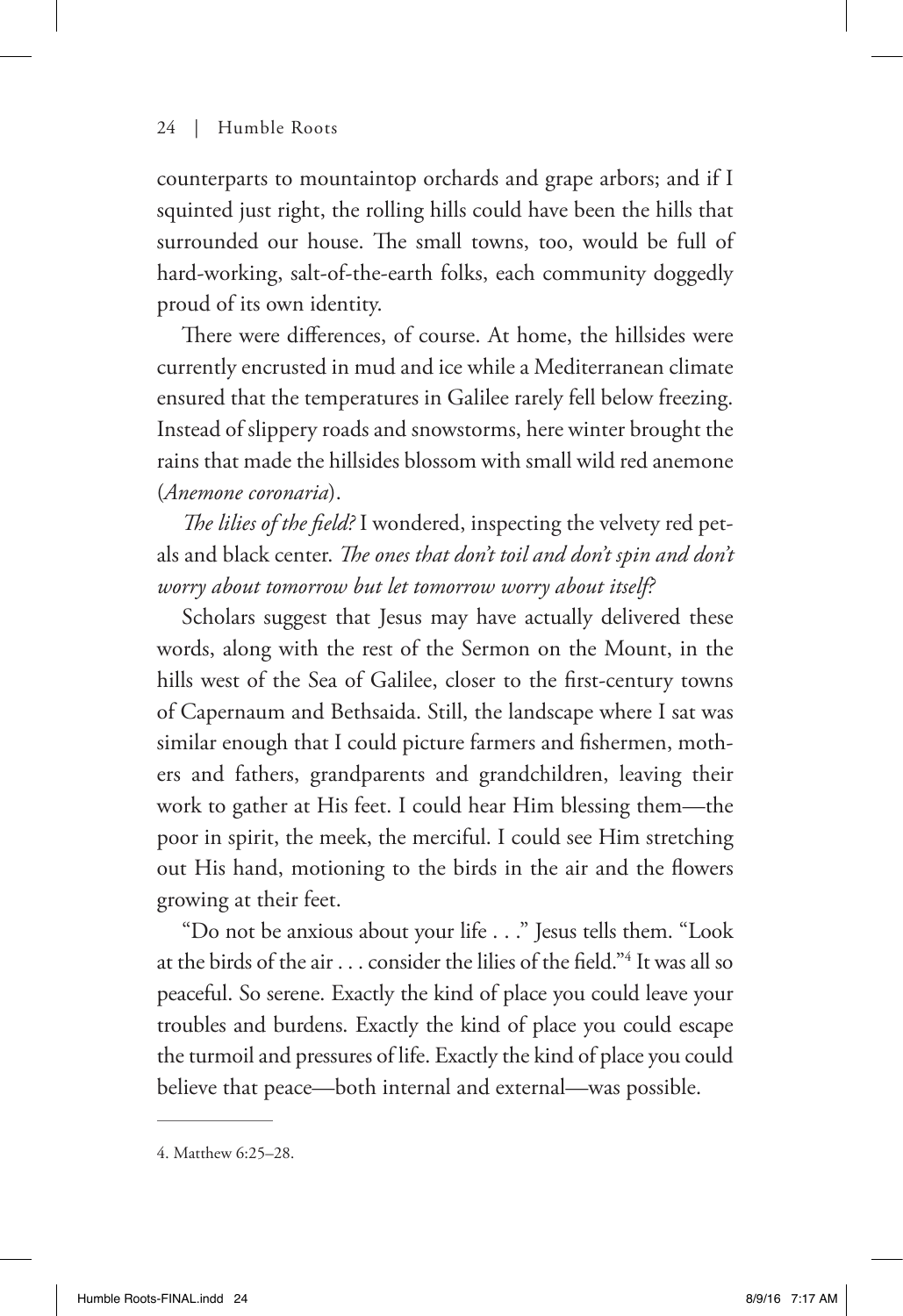counterparts to mountaintop orchards and grape arbors; and if I squinted just right, the rolling hills could have been the hills that surrounded our house. The small towns, too, would be full of hard-working, salt-of-the-earth folks, each community doggedly proud of its own identity.

There were differences, of course. At home, the hillsides were currently encrusted in mud and ice while a Mediterranean climate ensured that the temperatures in Galilee rarely fell below freezing. Instead of slippery roads and snowstorms, here winter brought the rains that made the hillsides blossom with small wild red anemone (*Anemone coronaria*).

*The lilies of the field?* I wondered, inspecting the velvety red petals and black center. *The ones that don't toil and don't spin and don't worry about tomorrow but let tomorrow worry about itself?*

Scholars suggest that Jesus may have actually delivered these words, along with the rest of the Sermon on the Mount, in the hills west of the Sea of Galilee, closer to the first-century towns of Capernaum and Bethsaida. Still, the landscape where I sat was similar enough that I could picture farmers and fishermen, mothers and fathers, grandparents and grandchildren, leaving their work to gather at His feet. I could hear Him blessing them—the poor in spirit, the meek, the merciful. I could see Him stretching out His hand, motioning to the birds in the air and the flowers growing at their feet.

"Do not be anxious about your life . . ." Jesus tells them. "Look at the birds of the air . . . consider the lilies of the field."[4] It was all so peaceful. So serene. Exactly the kind of place you could leave your troubles and burdens. Exactly the kind of place you could escape the turmoil and pressures of life. Exactly the kind of place you could believe that peace—both internal and external—was possible.

---

4. Matthew 6:25–28.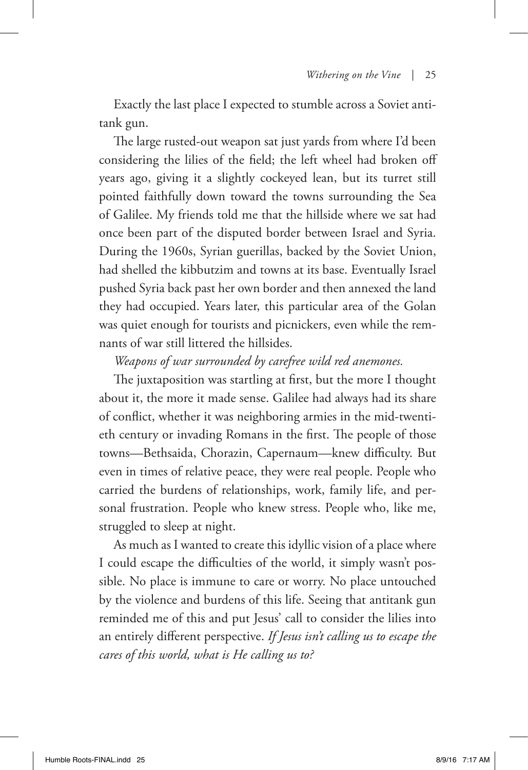Exactly the last place I expected to stumble across a Soviet antitank gun.

The large rusted-out weapon sat just yards from where I'd been considering the lilies of the field; the left wheel had broken off years ago, giving it a slightly cockeyed lean, but its turret still pointed faithfully down toward the towns surrounding the Sea of Galilee. My friends told me that the hillside where we sat had once been part of the disputed border between Israel and Syria. During the 1960s, Syrian guerillas, backed by the Soviet Union, had shelled the kibbutzim and towns at its base. Eventually Israel pushed Syria back past her own border and then annexed the land they had occupied. Years later, this particular area of the Golan was quiet enough for tourists and picnickers, even while the remnants of war still littered the hillsides.

*Weapons of war surrounded by carefree wild red anemones.*

The juxtaposition was startling at first, but the more I thought about it, the more it made sense. Galilee had always had its share of conflict, whether it was neighboring armies in the mid-twentieth century or invading Romans in the first. The people of those towns—Bethsaida, Chorazin, Capernaum—knew difficulty. But even in times of relative peace, they were real people. People who carried the burdens of relationships, work, family life, and personal frustration. People who knew stress. People who, like me, struggled to sleep at night.

As much as I wanted to create this idyllic vision of a place where I could escape the difficulties of the world, it simply wasn't possible. No place is immune to care or worry. No place untouched by the violence and burdens of this life. Seeing that antitank gun reminded me of this and put Jesus' call to consider the lilies into an entirely different perspective. *If Jesus isn't calling us to escape the cares of this world, what is He calling us to?*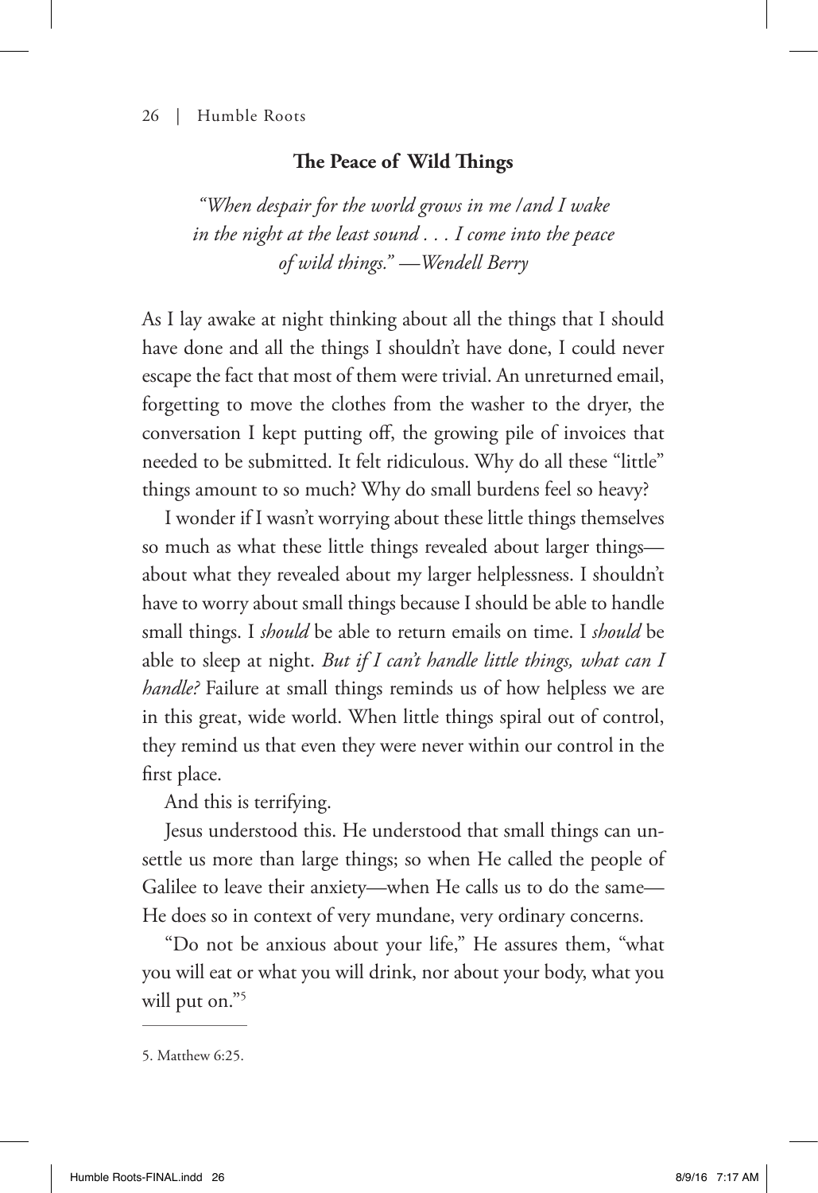## The Peace of Wild Things

*"When despair for the world grows in me /and I wake in the night at the least sound . . . I come into the peace of wild things." —Wendell Berry*

As I lay awake at night thinking about all the things that I should have done and all the things I shouldn't have done, I could never escape the fact that most of them were trivial. An unreturned email, forgetting to move the clothes from the washer to the dryer, the conversation I kept putting off, the growing pile of invoices that needed to be submitted. It felt ridiculous. Why do all these "little" things amount to so much? Why do small burdens feel so heavy?

I wonder if I wasn't worrying about these little things themselves so much as what these little things revealed about larger things—about what they revealed about my larger helplessness. I shouldn't have to worry about small things because I should be able to handle small things. I *should* be able to return emails on time. I *should* be able to sleep at night. *But if I can't handle little things, what can I handle?* Failure at small things reminds us of how helpless we are in this great, wide world. When little things spiral out of control, they remind us that even they were never within our control in the first place.

And this is terrifying.

Jesus understood this. He understood that small things can unsettle us more than large things; so when He called the people of Galilee to leave their anxiety—when He calls us to do the same—He does so in context of very mundane, very ordinary concerns.

"Do not be anxious about your life," He assures them, "what you will eat or what you will drink, nor about your body, what you will put on."[5]

---

5. Matthew 6:25.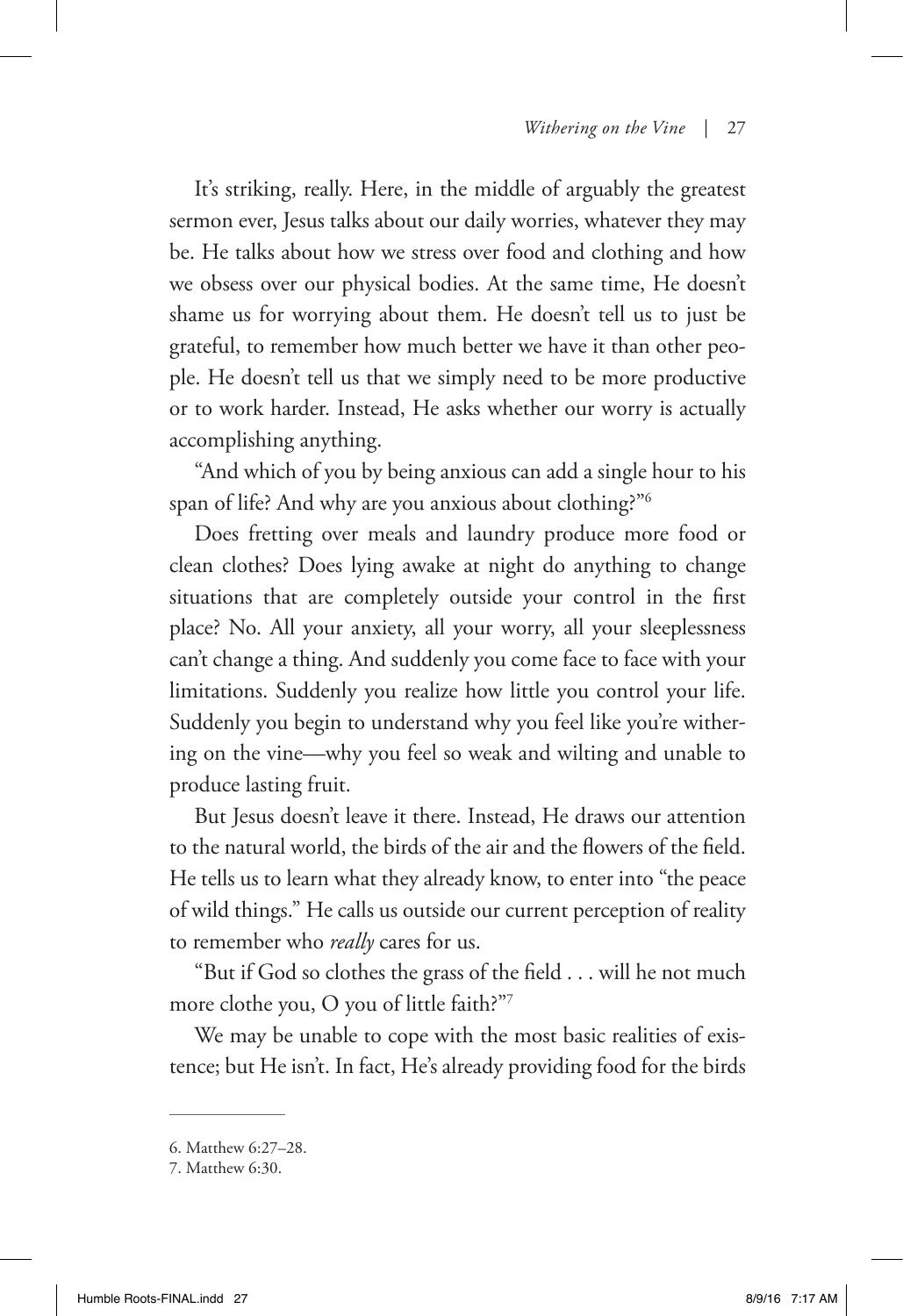It's striking, really. Here, in the middle of arguably the greatest sermon ever, Jesus talks about our daily worries, whatever they may be. He talks about how we stress over food and clothing and how we obsess over our physical bodies. At the same time, He doesn't shame us for worrying about them. He doesn't tell us to just be grateful, to remember how much better we have it than other people. He doesn't tell us that we simply need to be more productive or to work harder. Instead, He asks whether our worry is actually accomplishing anything.

"And which of you by being anxious can add a single hour to his span of life? And why are you anxious about clothing?"[6]

Does fretting over meals and laundry produce more food or clean clothes? Does lying awake at night do anything to change situations that are completely outside your control in the first place? No. All your anxiety, all your worry, all your sleeplessness can't change a thing. And suddenly you come face to face with your limitations. Suddenly you realize how little you control your life. Suddenly you begin to understand why you feel like you're withering on the vine—why you feel so weak and wilting and unable to produce lasting fruit.

But Jesus doesn't leave it there. Instead, He draws our attention to the natural world, the birds of the air and the flowers of the field. He tells us to learn what they already know, to enter into "the peace of wild things." He calls us outside our current perception of reality to remember who *really* cares for us.

"But if God so clothes the grass of the field . . . will he not much more clothe you, O you of little faith?"[7]

We may be unable to cope with the most basic realities of existence; but He isn't. In fact, He's already providing food for the birds

---

6. Matthew 6:27–28.
7. Matthew 6:30.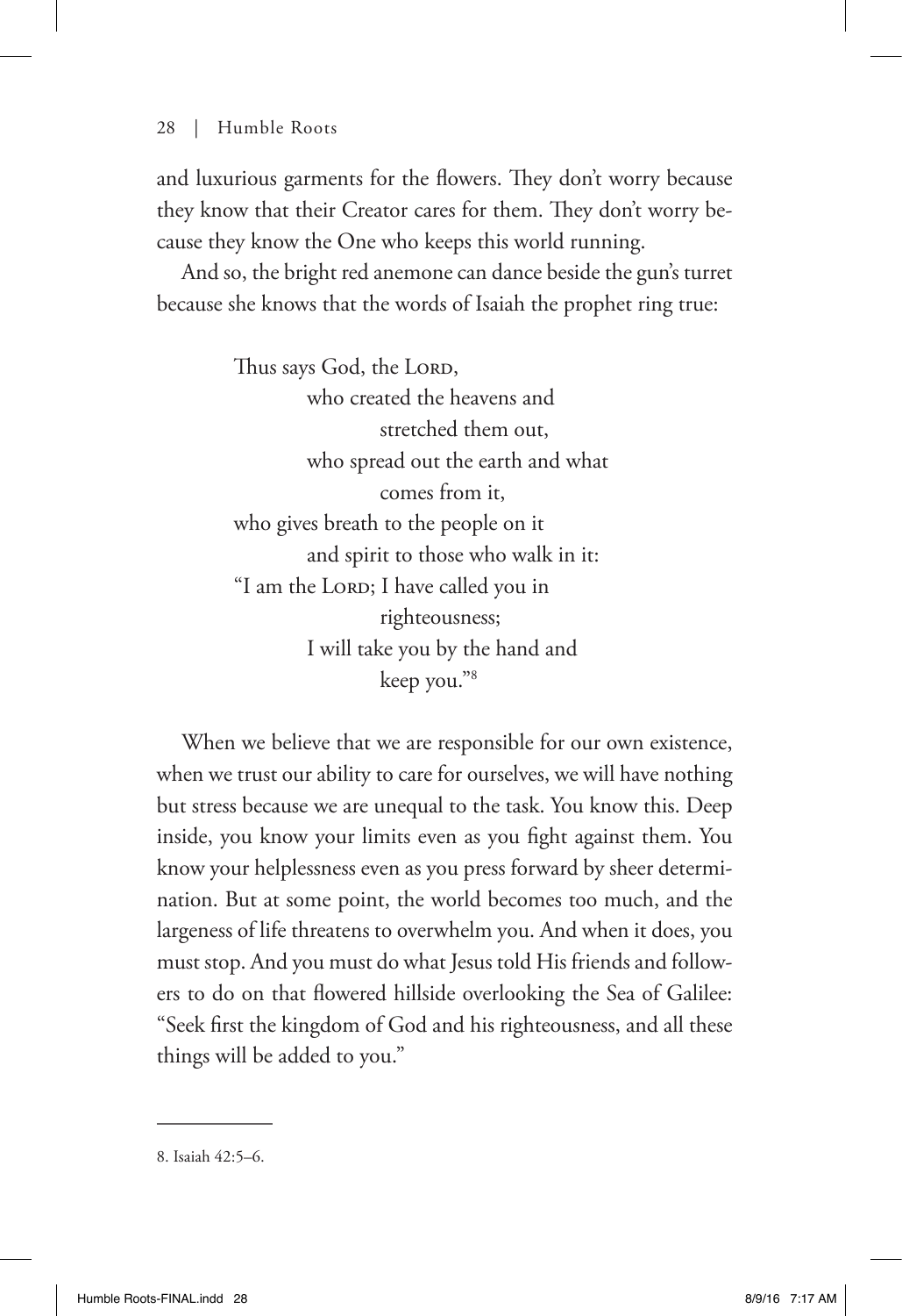and luxurious garments for the flowers. They don't worry because they know that their Creator cares for them. They don't worry because they know the One who keeps this world running.

And so, the bright red anemone can dance beside the gun's turret because she knows that the words of Isaiah the prophet ring true:

> Thus says God, the LORD,
> who created the heavens and stretched them out,
> who spread out the earth and what comes from it,
> who gives breath to the people on it
> and spirit to those who walk in it:
> "I am the LORD; I have called you in righteousness;
> I will take you by the hand and keep you."[8]

When we believe that we are responsible for our own existence, when we trust our ability to care for ourselves, we will have nothing but stress because we are unequal to the task. You know this. Deep inside, you know your limits even as you fight against them. You know your helplessness even as you press forward by sheer determination. But at some point, the world becomes too much, and the largeness of life threatens to overwhelm you. And when it does, you must stop. And you must do what Jesus told His friends and followers to do on that flowered hillside overlooking the Sea of Galilee: "Seek first the kingdom of God and his righteousness, and all these things will be added to you."

---

8. Isaiah 42:5–6.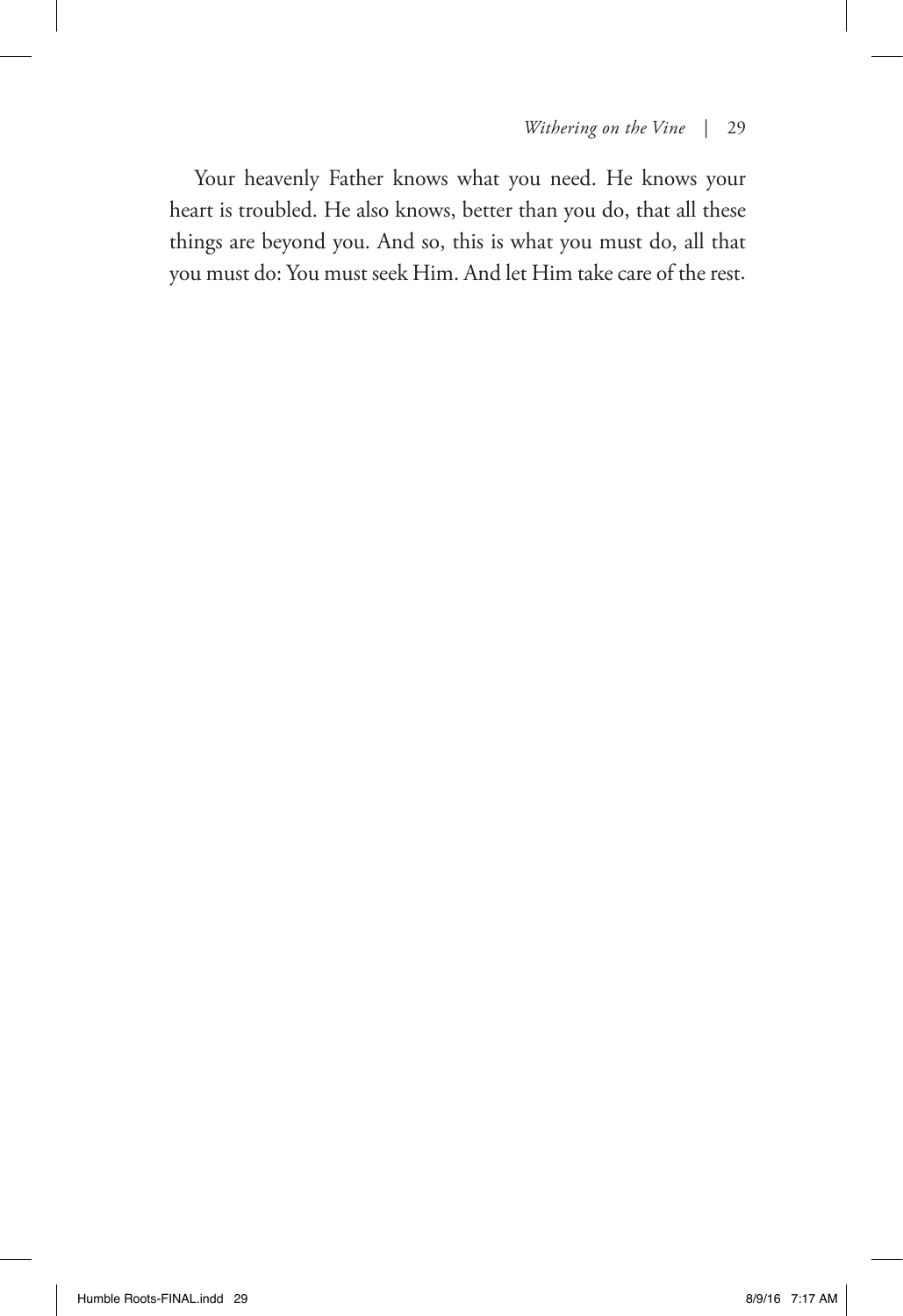Your heavenly Father knows what you need. He knows your heart is troubled. He also knows, better than you do, that all these things are beyond you. And so, this is what you must do, all that you must do: You must seek Him. And let Him take care of the rest.